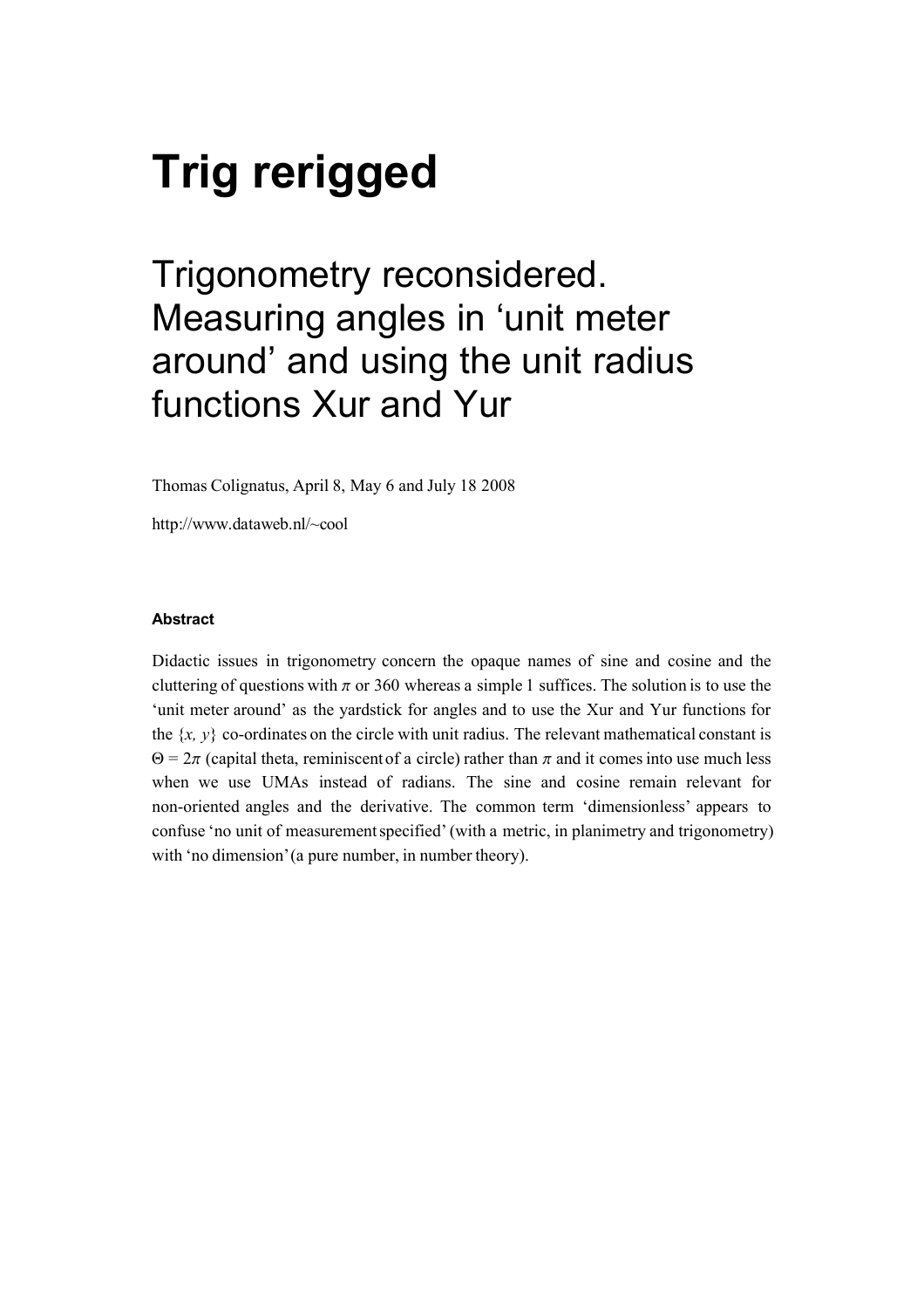# Trig rerigged

## Trigonometry reconsidered. Measuring angles in 'unit meter around' and using the unit radius functions Xur and Yur

Thomas Colignatus, April 8, May 6 and July 18 2008

http://www.dataweb.nl/~cool

#### Abstract

Didactic issues in trigonometry concern the opaque names of sine and cosine and the cluttering of questions with $\pi$ or 360 whereas a simple 1 suffices. The solution is to use the 'unit meter around' as the yardstick for angles and to use the Xur and Yur functions for the $\{x, y\}$ co-ordinates on the circle with unit radius. The relevant mathematical constant is $\Theta = 2\pi$ (capital theta, reminiscent of a circle) rather than $\pi$ and it comes into use much less when we use UMAs instead of radians. The sine and cosine remain relevant for non-oriented angles and the derivative. The common term 'dimensionless' appears to confuse 'no unit of measurement specified' (with a metric, in planimetry and trigonometry) with 'no dimension' (a pure number, in number theory).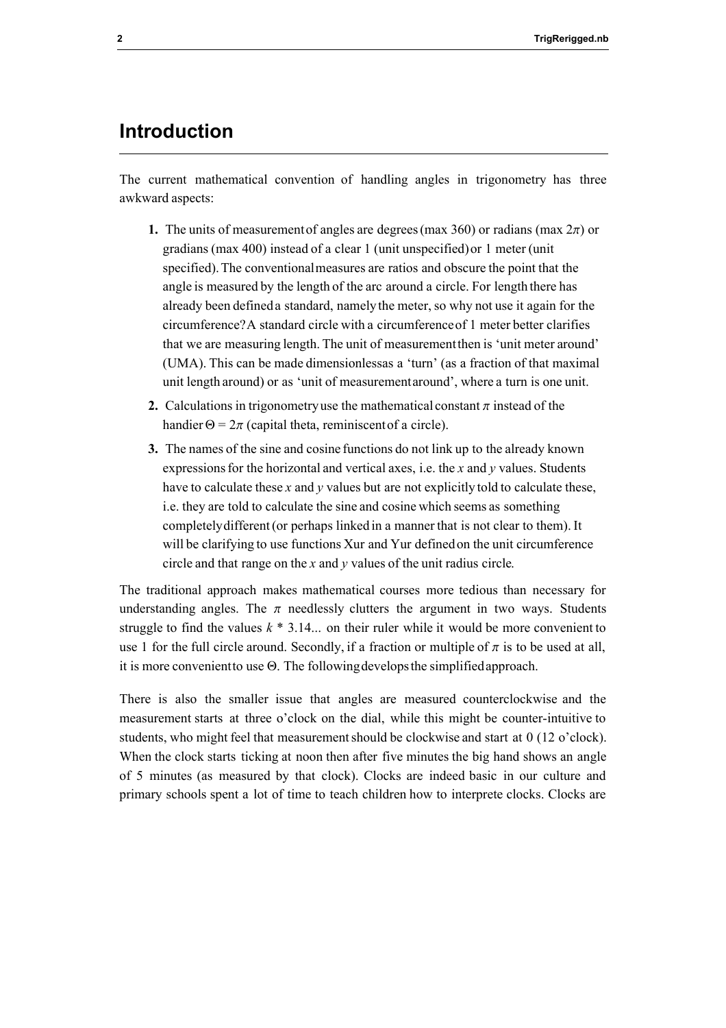## Introduction

The current mathematical convention of handling angles in trigonometry has three awkward aspects:

1. The units of measurement of angles are degrees (max 360) or radians (max $2\pi$) or gradians (max 400) instead of a clear 1 (unit unspecified) or 1 meter (unit specified). The conventional measures are ratios and obscure the point that the angle is measured by the length of the arc around a circle. For length there has already been defined a standard, namely the meter, so why not use it again for the circumference? A standard circle with a circumference of 1 meter better clarifies that we are measuring length. The unit of measurement then is 'unit meter around' (UMA). This can be made dimensionless as a 'turn' (as a fraction of that maximal unit length around) or as 'unit of measurement around', where a turn is one unit.
2. Calculations in trigonometry use the mathematical constant $\pi$ instead of the handier $\Theta = 2\pi$ (capital theta, reminiscent of a circle).
3. The names of the sine and cosine functions do not link up to the already known expressions for the horizontal and vertical axes, i.e. the $x$ and $y$ values. Students have to calculate these $x$ and $y$ values but are not explicitly told to calculate these, i.e. they are told to calculate the sine and cosine which seems as something completely different (or perhaps linked in a manner that is not clear to them). It will be clarifying to use functions Xur and Yur defined on the unit circumference circle and that range on the $x$ and $y$ values of the unit radius circle.

The traditional approach makes mathematical courses more tedious than necessary for understanding angles. The $\pi$ needlessly clutters the argument in two ways. Students struggle to find the values $k$ * 3.14... on their ruler while it would be more convenient to use 1 for the full circle around. Secondly, if a fraction or multiple of $\pi$ is to be used at all, it is more convenient to use $\Theta$. The following develops the simplified approach.

There is also the smaller issue that angles are measured counterclockwise and the measurement starts at three o'clock on the dial, while this might be counter-intuitive to students, who might feel that measurement should be clockwise and start at 0 (12 o'clock). When the clock starts ticking at noon then after five minutes the big hand shows an angle of 5 minutes (as measured by that clock). Clocks are indeed basic in our culture and primary schools spent a lot of time to teach children how to interprete clocks. Clocks are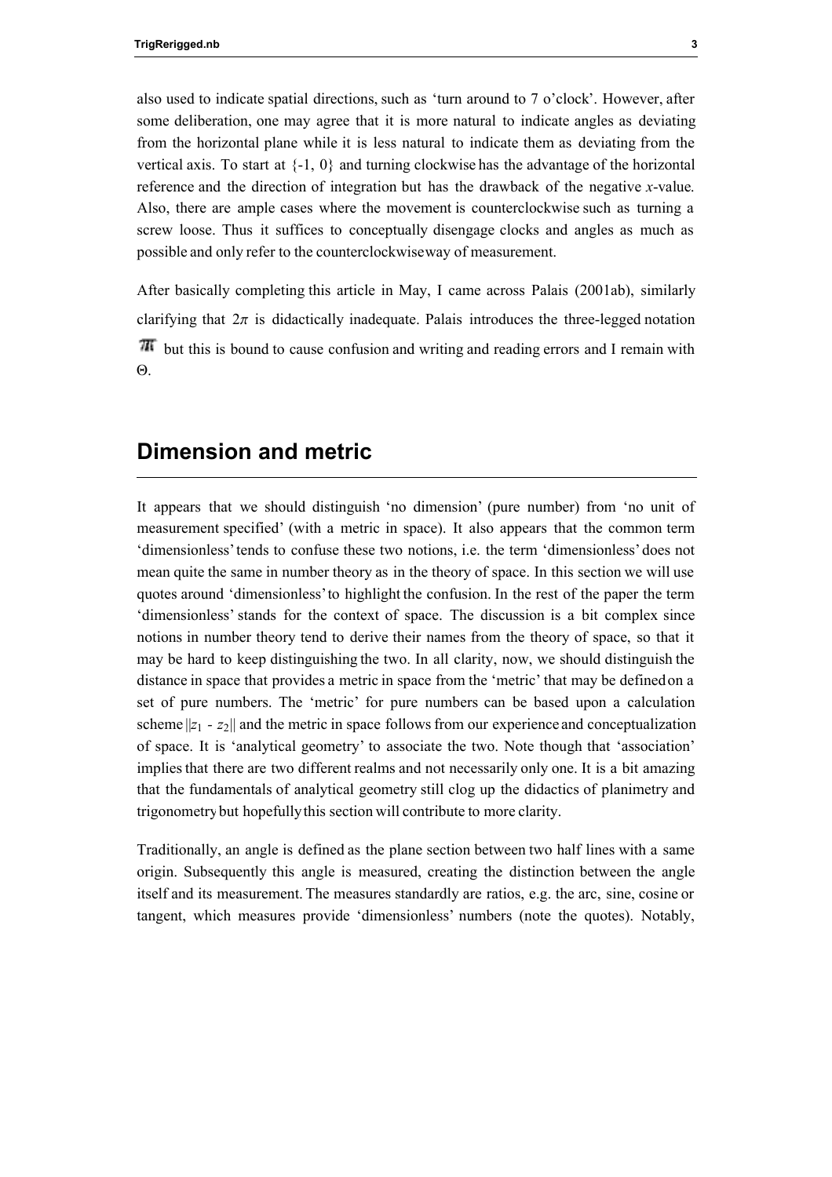also used to indicate spatial directions, such as 'turn around to 7 o'clock'. However, after some deliberation, one may agree that it is more natural to indicate angles as deviating from the horizontal plane while it is less natural to indicate them as deviating from the vertical axis. To start at {-1, 0} and turning clockwise has the advantage of the horizontal reference and the direction of integration but has the drawback of the negative *x*-value. Also, there are ample cases where the movement is counterclockwise such as turning a screw loose. Thus it suffices to conceptually disengage clocks and angles as much as possible and only refer to the counterclockwise way of measurement.

After basically completing this article in May, I came across Palais (2001ab), similarly clarifying that $2\pi$ is didactically inadequate. Palais introduces the three-legged notation π but this is bound to cause confusion and writing and reading errors and I remain with Θ.

## Dimension and metric

It appears that we should distinguish 'no dimension' (pure number) from 'no unit of measurement specified' (with a metric in space). It also appears that the common term 'dimensionless' tends to confuse these two notions, i.e. the term 'dimensionless' does not mean quite the same in number theory as in the theory of space. In this section we will use quotes around 'dimensionless' to highlight the confusion. In the rest of the paper the term 'dimensionless' stands for the context of space. The discussion is a bit complex since notions in number theory tend to derive their names from the theory of space, so that it may be hard to keep distinguishing the two. In all clarity, now, we should distinguish the distance in space that provides a metric in space from the 'metric' that may be defined on a set of pure numbers. The 'metric' for pure numbers can be based upon a calculation scheme $||z_1 - z_2||$ and the metric in space follows from our experience and conceptualization of space. It is 'analytical geometry' to associate the two. Note though that 'association' implies that there are two different realms and not necessarily only one. It is a bit amazing that the fundamentals of analytical geometry still clog up the didactics of planimetry and trigonometry but hopefully this section will contribute to more clarity.

Traditionally, an angle is defined as the plane section between two half lines with a same origin. Subsequently this angle is measured, creating the distinction between the angle itself and its measurement. The measures standardly are ratios, e.g. the arc, sine, cosine or tangent, which measures provide 'dimensionless' numbers (note the quotes). Notably,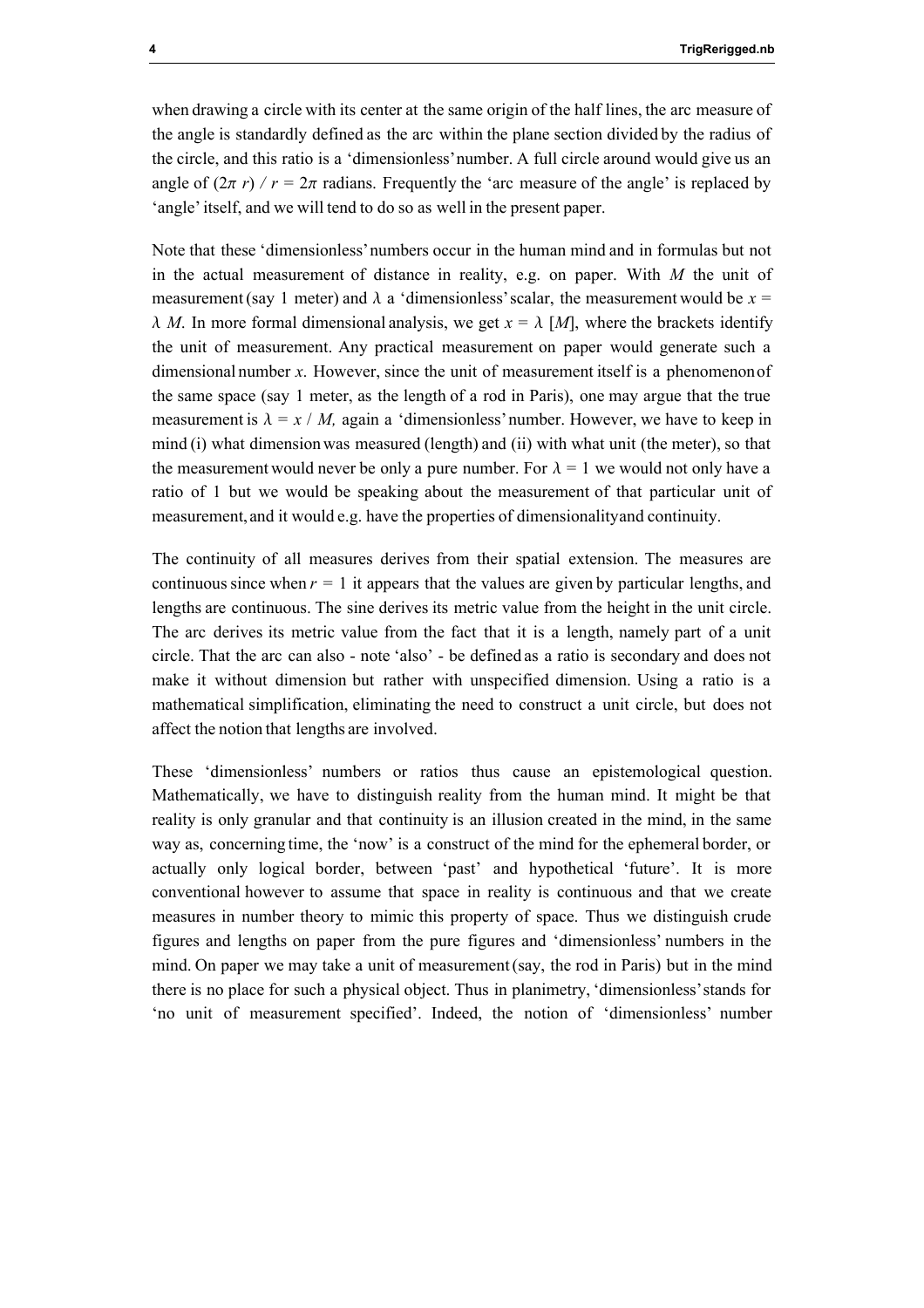when drawing a circle with its center at the same origin of the half lines, the arc measure of the angle is standardly defined as the arc within the plane section divided by the radius of the circle, and this ratio is a 'dimensionless' number. A full circle around would give us an angle of $(2\pi\ r)\ /\ r = 2\pi$ radians. Frequently the 'arc measure of the angle' is replaced by 'angle' itself, and we will tend to do so as well in the present paper.

Note that these 'dimensionless' numbers occur in the human mind and in formulas but not in the actual measurement of distance in reality, e.g. on paper. With $M$ the unit of measurement (say 1 meter) and $\lambda$ a 'dimensionless' scalar, the measurement would be $x = \lambda\ M$. In more formal dimensional analysis, we get $x = \lambda\ [M]$, where the brackets identify the unit of measurement. Any practical measurement on paper would generate such a dimensional number $x$. However, since the unit of measurement itself is a phenomenon of the same space (say 1 meter, as the length of a rod in Paris), one may argue that the true measurement is $\lambda = x\ /\ M$, again a 'dimensionless' number. However, we have to keep in mind (i) what dimension was measured (length) and (ii) with what unit (the meter), so that the measurement would never be only a pure number. For $\lambda = 1$ we would not only have a ratio of 1 but we would be speaking about the measurement of that particular unit of measurement, and it would e.g. have the properties of dimensionality and continuity.

The continuity of all measures derives from their spatial extension. The measures are continuous since when $r = 1$ it appears that the values are given by particular lengths, and lengths are continuous. The sine derives its metric value from the height in the unit circle. The arc derives its metric value from the fact that it is a length, namely part of a unit circle. That the arc can also - note 'also' - be defined as a ratio is secondary and does not make it without dimension but rather with unspecified dimension. Using a ratio is a mathematical simplification, eliminating the need to construct a unit circle, but does not affect the notion that lengths are involved.

These 'dimensionless' numbers or ratios thus cause an epistemological question. Mathematically, we have to distinguish reality from the human mind. It might be that reality is only granular and that continuity is an illusion created in the mind, in the same way as, concerning time, the 'now' is a construct of the mind for the ephemeral border, or actually only logical border, between 'past' and hypothetical 'future'. It is more conventional however to assume that space in reality is continuous and that we create measures in number theory to mimic this property of space. Thus we distinguish crude figures and lengths on paper from the pure figures and 'dimensionless' numbers in the mind. On paper we may take a unit of measurement (say, the rod in Paris) but in the mind there is no place for such a physical object. Thus in planimetry, 'dimensionless' stands for 'no unit of measurement specified'. Indeed, the notion of 'dimensionless' number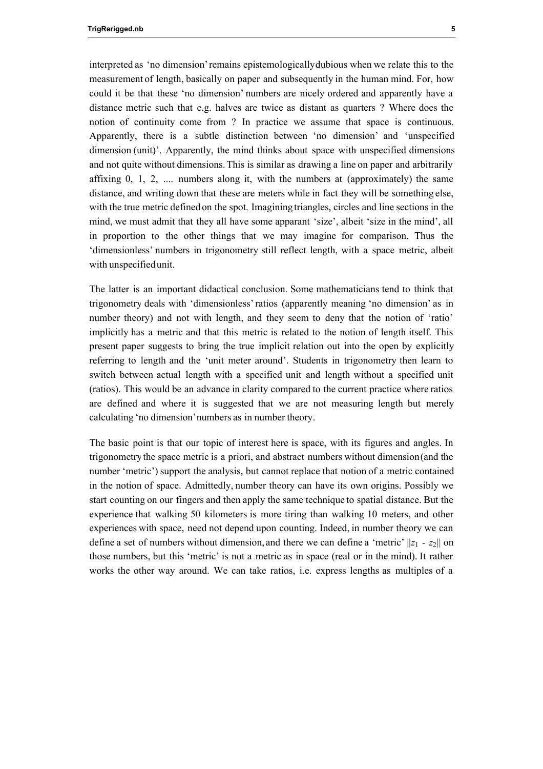interpreted as ‘no dimension’ remains epistemologically dubious when we relate this to the measurement of length, basically on paper and subsequently in the human mind. For, how could it be that these ‘no dimension’ numbers are nicely ordered and apparently have a distance metric such that e.g. halves are twice as distant as quarters ? Where does the notion of continuity come from ? In practice we assume that space is continuous. Apparently, there is a subtle distinction between ‘no dimension’ and ‘unspecified dimension (unit)’. Apparently, the mind thinks about space with unspecified dimensions and not quite without dimensions. This is similar as drawing a line on paper and arbitrarily affixing 0, 1, 2, .... numbers along it, with the numbers at (approximately) the same distance, and writing down that these are meters while in fact they will be something else, with the true metric defined on the spot. Imagining triangles, circles and line sections in the mind, we must admit that they all have some apparant ‘size’, albeit ‘size in the mind’, all in proportion to the other things that we may imagine for comparison. Thus the ‘dimensionless’ numbers in trigonometry still reflect length, with a space metric, albeit with unspecified unit.

The latter is an important didactical conclusion. Some mathematicians tend to think that trigonometry deals with ‘dimensionless’ ratios (apparently meaning ‘no dimension’ as in number theory) and not with length, and they seem to deny that the notion of ‘ratio’ implicitly has a metric and that this metric is related to the notion of length itself. This present paper suggests to bring the true implicit relation out into the open by explicitly referring to length and the ‘unit meter around’. Students in trigonometry then learn to switch between actual length with a specified unit and length without a specified unit (ratios). This would be an advance in clarity compared to the current practice where ratios are defined and where it is suggested that we are not measuring length but merely calculating ‘no dimension’ numbers as in number theory.

The basic point is that our topic of interest here is space, with its figures and angles. In trigonometry the space metric is a priori, and abstract numbers without dimension (and the number ‘metric’) support the analysis, but cannot replace that notion of a metric contained in the notion of space. Admittedly, number theory can have its own origins. Possibly we start counting on our fingers and then apply the same technique to spatial distance. But the experience that walking 50 kilometers is more tiring than walking 10 meters, and other experiences with space, need not depend upon counting. Indeed, in number theory we can define a set of numbers without dimension, and there we can define a ‘metric’ $\|z_1 - z_2\|$ on those numbers, but this ‘metric’ is not a metric as in space (real or in the mind). It rather works the other way around. We can take ratios, i.e. express lengths as multiples of a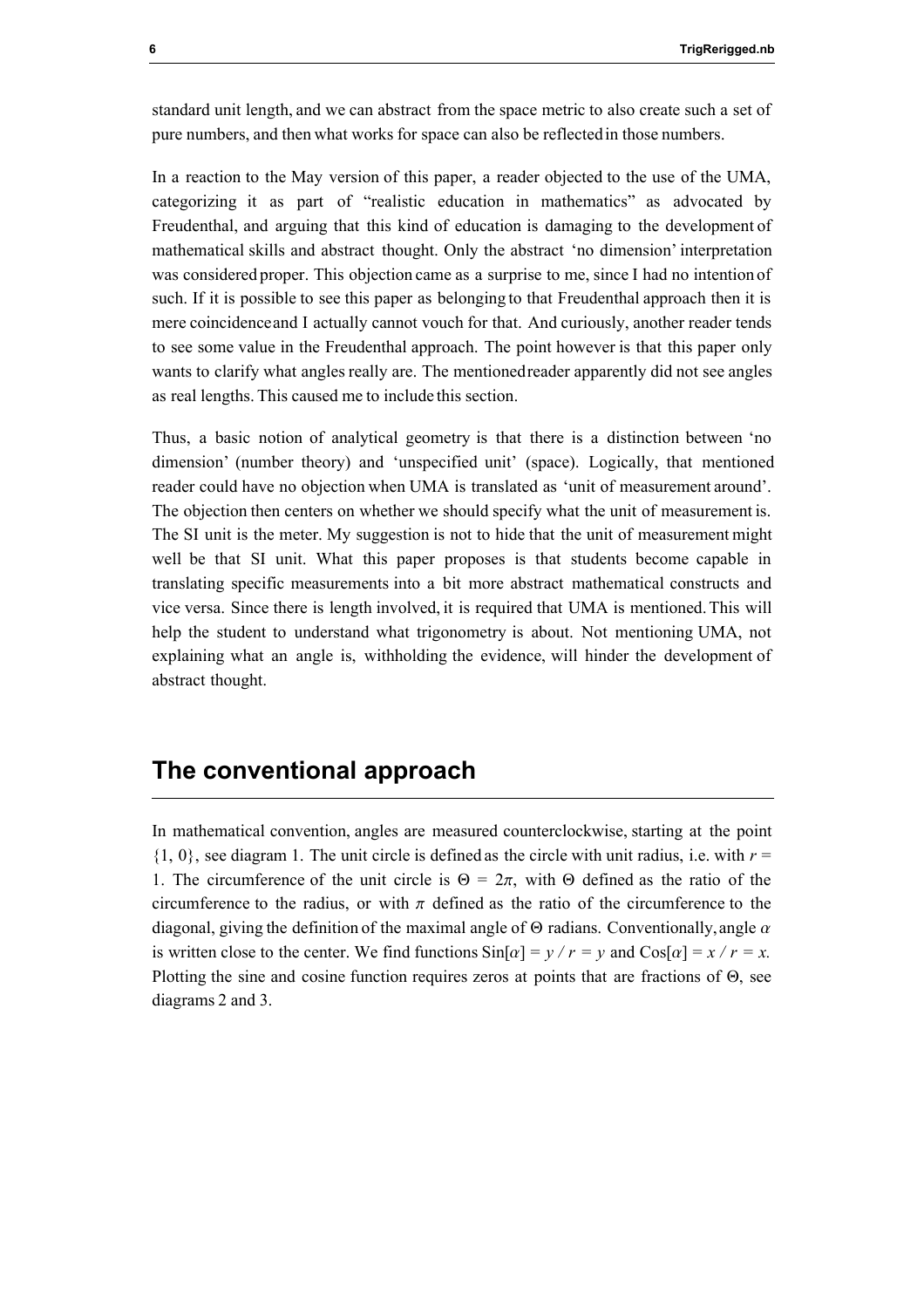standard unit length, and we can abstract from the space metric to also create such a set of pure numbers, and then what works for space can also be reflected in those numbers.

In a reaction to the May version of this paper, a reader objected to the use of the UMA, categorizing it as part of “realistic education in mathematics” as advocated by Freudenthal, and arguing that this kind of education is damaging to the development of mathematical skills and abstract thought. Only the abstract ‘no dimension’ interpretation was considered proper. This objection came as a surprise to me, since I had no intention of such. If it is possible to see this paper as belonging to that Freudenthal approach then it is mere coincidence and I actually cannot vouch for that. And curiously, another reader tends to see some value in the Freudenthal approach. The point however is that this paper only wants to clarify what angles really are. The mentioned reader apparently did not see angles as real lengths. This caused me to include this section.

Thus, a basic notion of analytical geometry is that there is a distinction between ‘no dimension’ (number theory) and ‘unspecified unit’ (space). Logically, that mentioned reader could have no objection when UMA is translated as ‘unit of measurement around’. The objection then centers on whether we should specify what the unit of measurement is. The SI unit is the meter. My suggestion is not to hide that the unit of measurement might well be that SI unit. What this paper proposes is that students become capable in translating specific measurements into a bit more abstract mathematical constructs and vice versa. Since there is length involved, it is required that UMA is mentioned. This will help the student to understand what trigonometry is about. Not mentioning UMA, not explaining what an angle is, withholding the evidence, will hinder the development of abstract thought.

## The conventional approach

In mathematical convention, angles are measured counterclockwise, starting at the point $\{1, 0\}$, see diagram 1. The unit circle is defined as the circle with unit radius, i.e. with $r = 1$. The circumference of the unit circle is $\Theta = 2\pi$, with $\Theta$ defined as the ratio of the circumference to the radius, or with $\pi$ defined as the ratio of the circumference to the diagonal, giving the definition of the maximal angle of $\Theta$ radians. Conventionally, angle $\alpha$ is written close to the center. We find functions $\text{Sin}[\alpha] = y / r = y$ and $\text{Cos}[\alpha] = x / r = x$. Plotting the sine and cosine function requires zeros at points that are fractions of $\Theta$, see diagrams 2 and 3.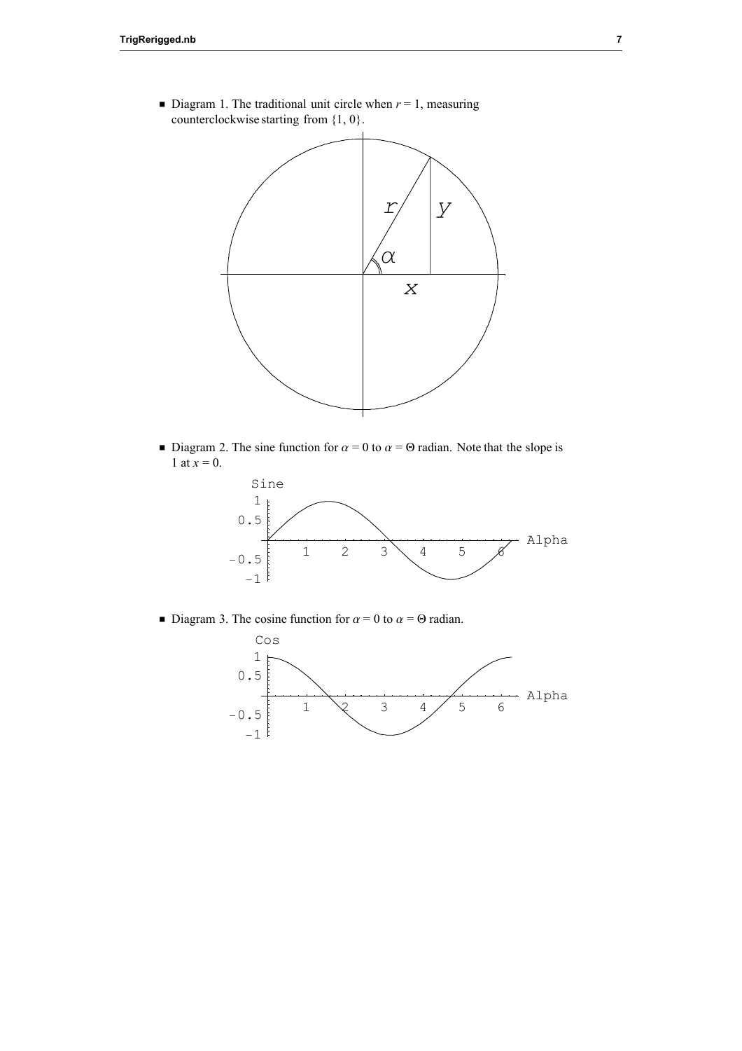- Diagram 1. The traditional unit circle when $r = 1$, measuring counterclockwise starting from $\{1, 0\}$.

- Diagram 2. The sine function for $\alpha = 0$ to $\alpha = \Theta$ radian. Note that the slope is 1 at $x = 0$.

- Diagram 3. The cosine function for $\alpha = 0$ to $\alpha = \Theta$ radian.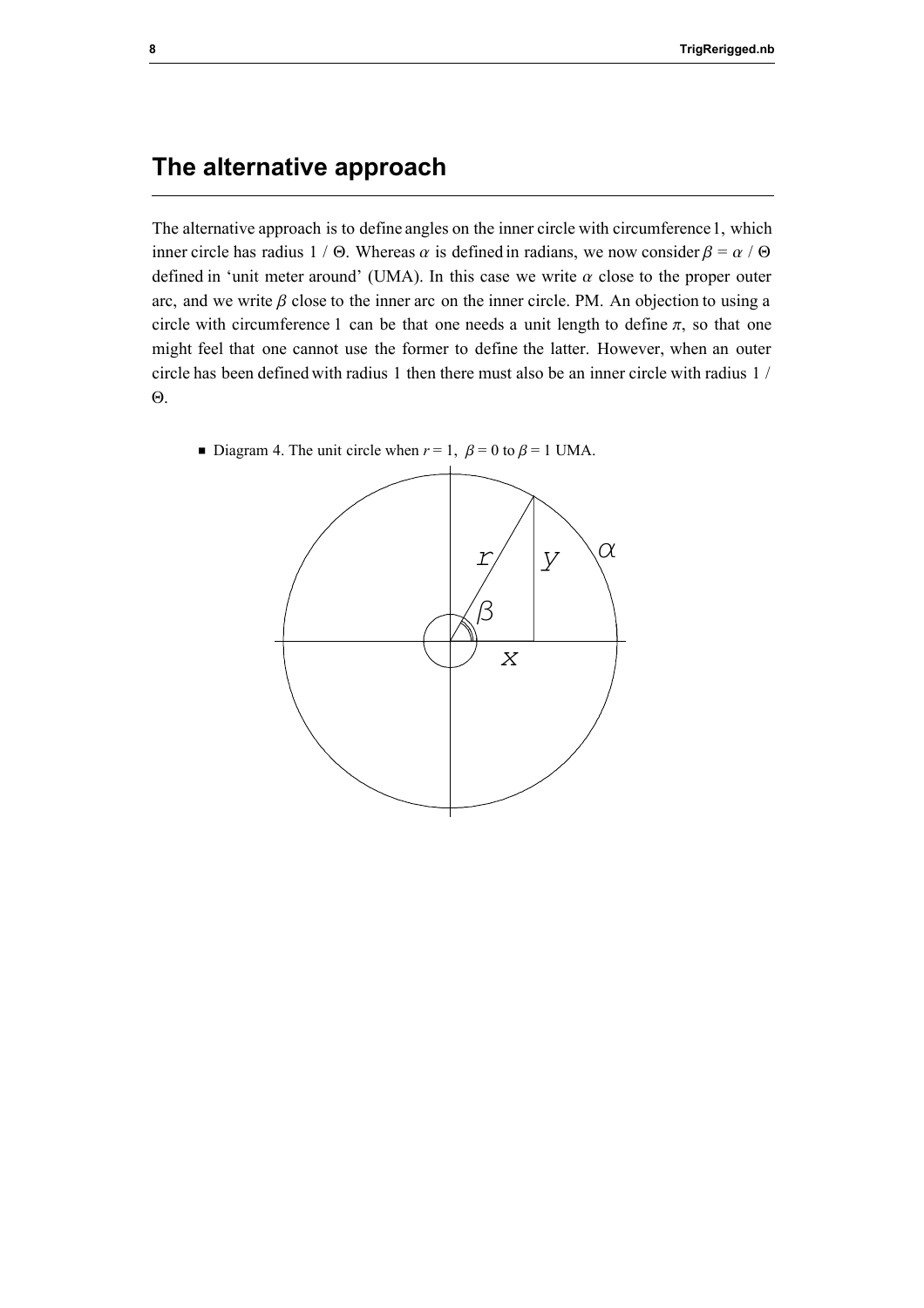## The alternative approach

The alternative approach is to define angles on the inner circle with circumference 1, which inner circle has radius $1 / \Theta$. Whereas $\alpha$ is defined in radians, we now consider $\beta = \alpha / \Theta$ defined in 'unit meter around' (UMA). In this case we write $\alpha$ close to the proper outer arc, and we write $\beta$ close to the inner arc on the inner circle. PM. An objection to using a circle with circumference 1 can be that one needs a unit length to define $\pi$, so that one might feel that one cannot use the former to define the latter. However, when an outer circle has been defined with radius 1 then there must also be an inner circle with radius $1 / \Theta$.

- Diagram 4. The unit circle when $r = 1$, $\beta = 0$ to $\beta = 1$ UMA.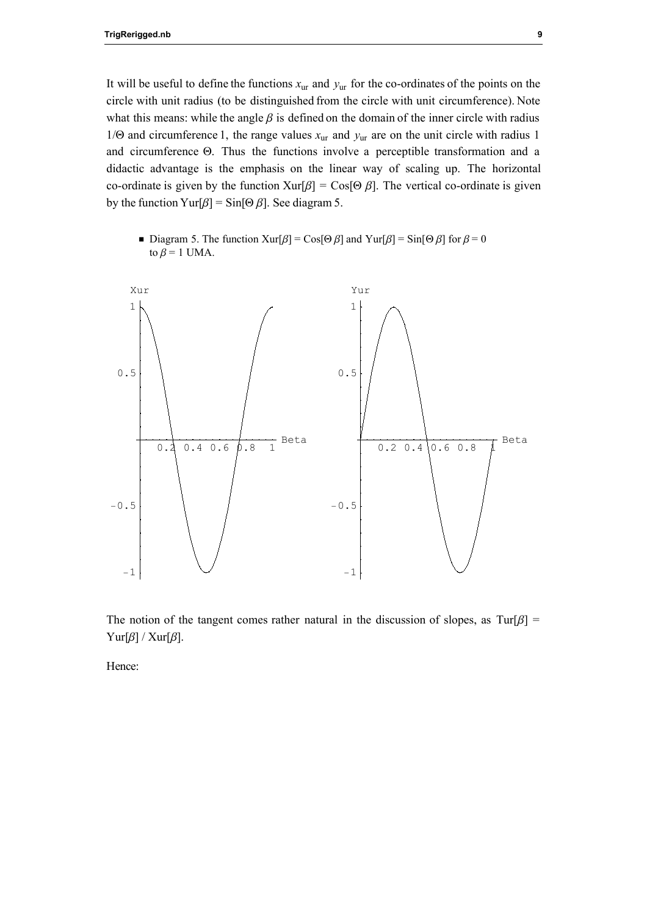It will be useful to define the functions $x_{ur}$ and $y_{ur}$ for the co-ordinates of the points on the circle with unit radius (to be distinguished from the circle with unit circumference). Note what this means: while the angle $\beta$ is defined on the domain of the inner circle with radius $1/\Theta$ and circumference 1, the range values $x_{ur}$ and $y_{ur}$ are on the unit circle with radius 1 and circumference $\Theta$. Thus the functions involve a perceptible transformation and a didactic advantage is the emphasis on the linear way of scaling up. The horizontal co-ordinate is given by the function Xur[$\beta$] = Cos[$\Theta$ $\beta$]. The vertical co-ordinate is given by the function Yur[$\beta$] = Sin[$\Theta$ $\beta$]. See diagram 5.

- Diagram 5. The function Xur[$\beta$] = Cos[$\Theta$ $\beta$] and Yur[$\beta$] = Sin[$\Theta$ $\beta$] for $\beta = 0$ to $\beta = 1$ UMA.

The notion of the tangent comes rather natural in the discussion of slopes, as Tur[$\beta$] = Yur[$\beta$] / Xur[$\beta$].

Hence: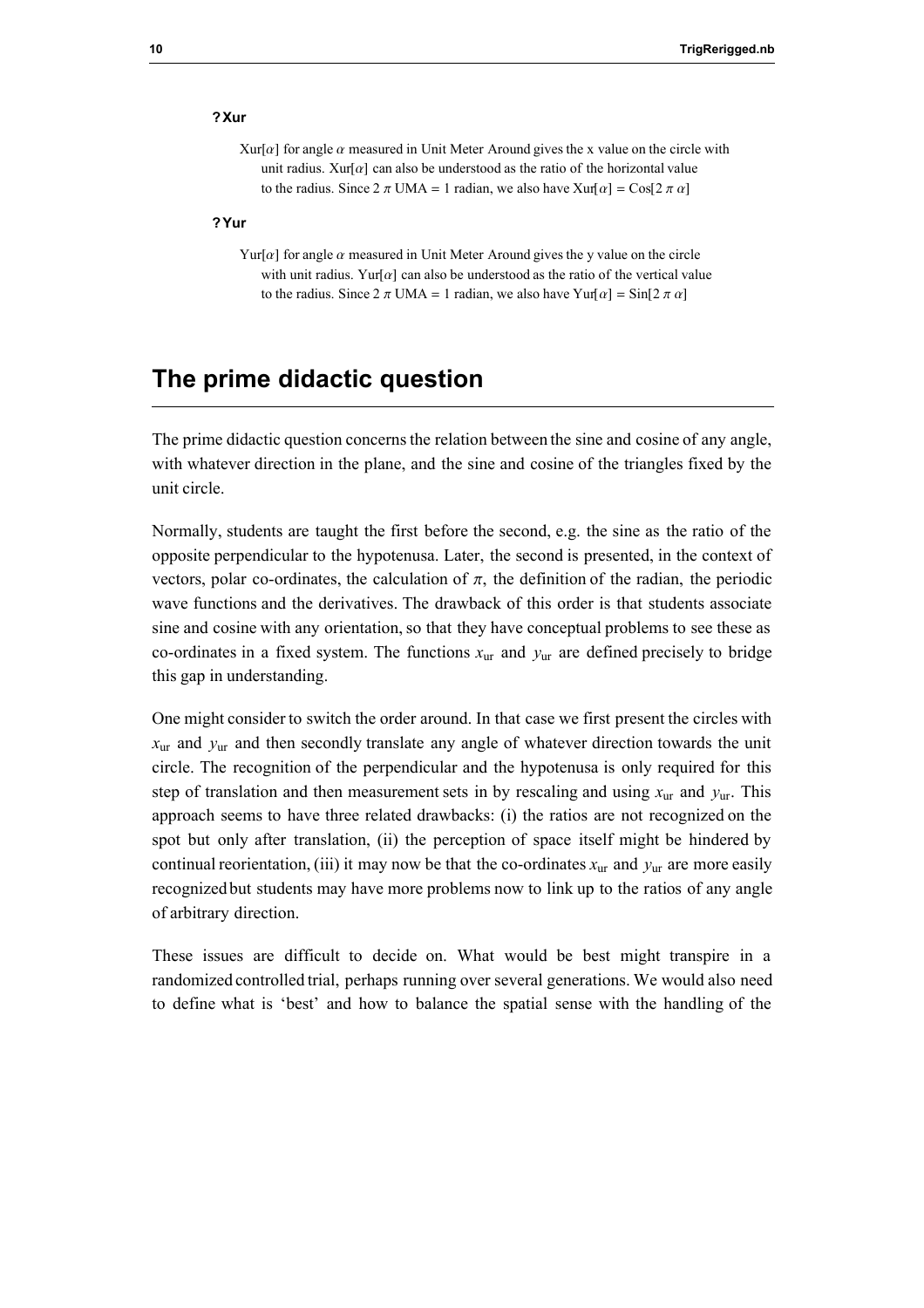**? Xur**

Xur[$\alpha$] for angle $\alpha$ measured in Unit Meter Around gives the x value on the circle with unit radius. Xur[$\alpha$] can also be understood as the ratio of the horizontal value to the radius. Since 2 $\pi$ UMA = 1 radian, we also have Xur[$\alpha$] = Cos[2 $\pi$ $\alpha$]

**? Yur**

Yur[$\alpha$] for angle $\alpha$ measured in Unit Meter Around gives the y value on the circle with unit radius. Yur[$\alpha$] can also be understood as the ratio of the vertical value to the radius. Since 2 $\pi$ UMA = 1 radian, we also have Yur[$\alpha$] = Sin[2 $\pi$ $\alpha$]

# The prime didactic question

The prime didactic question concerns the relation between the sine and cosine of any angle, with whatever direction in the plane, and the sine and cosine of the triangles fixed by the unit circle.

Normally, students are taught the first before the second, e.g. the sine as the ratio of the opposite perpendicular to the hypotenusa. Later, the second is presented, in the context of vectors, polar co-ordinates, the calculation of $\pi$, the definition of the radian, the periodic wave functions and the derivatives. The drawback of this order is that students associate sine and cosine with any orientation, so that they have conceptual problems to see these as co-ordinates in a fixed system. The functions $x_{ur}$ and $y_{ur}$ are defined precisely to bridge this gap in understanding.

One might consider to switch the order around. In that case we first present the circles with $x_{ur}$ and $y_{ur}$ and then secondly translate any angle of whatever direction towards the unit circle. The recognition of the perpendicular and the hypotenusa is only required for this step of translation and then measurement sets in by rescaling and using $x_{ur}$ and $y_{ur}$. This approach seems to have three related drawbacks: (i) the ratios are not recognized on the spot but only after translation, (ii) the perception of space itself might be hindered by continual reorientation, (iii) it may now be that the co-ordinates $x_{ur}$ and $y_{ur}$ are more easily recognized but students may have more problems now to link up to the ratios of any angle of arbitrary direction.

These issues are difficult to decide on. What would be best might transpire in a randomized controlled trial, perhaps running over several generations. We would also need to define what is 'best' and how to balance the spatial sense with the handling of the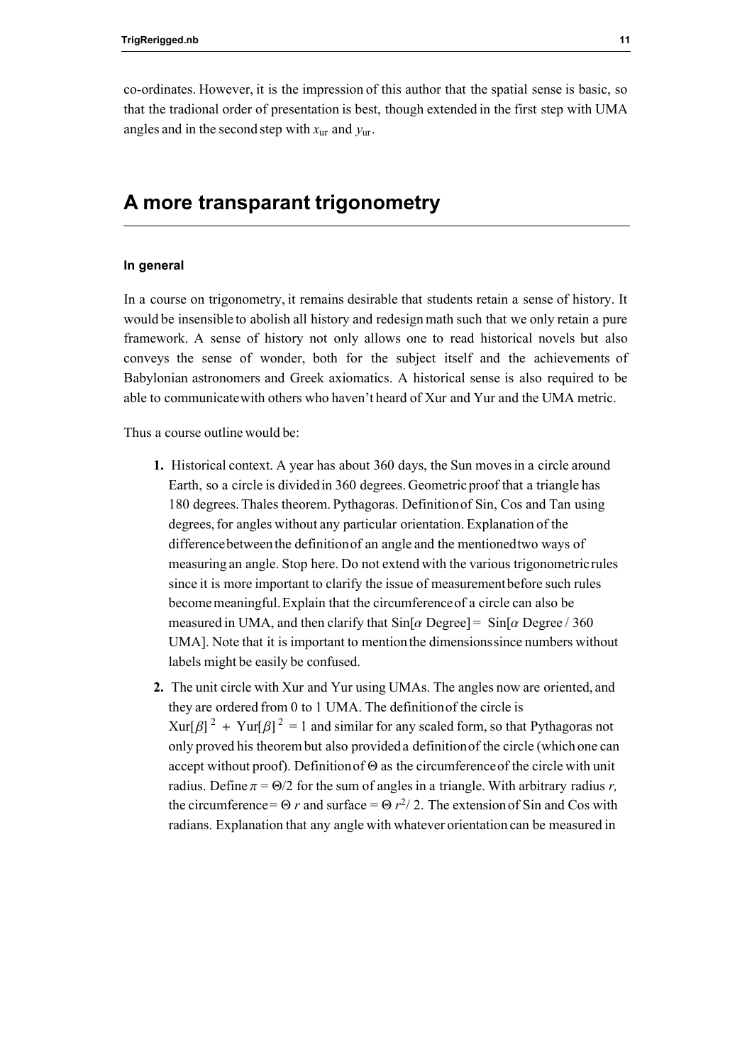co-ordinates. However, it is the impression of this author that the spatial sense is basic, so that the tradional order of presentation is best, though extended in the first step with UMA angles and in the second step with $x_{ur}$ and $y_{ur}$.

## A more transparant trigonometry

### In general

In a course on trigonometry, it remains desirable that students retain a sense of history. It would be insensible to abolish all history and redesign math such that we only retain a pure framework. A sense of history not only allows one to read historical novels but also conveys the sense of wonder, both for the subject itself and the achievements of Babylonian astronomers and Greek axiomatics. A historical sense is also required to be able to communicate with others who haven't heard of Xur and Yur and the UMA metric.

Thus a course outline would be:

1. Historical context. A year has about 360 days, the Sun moves in a circle around Earth, so a circle is divided in 360 degrees. Geometric proof that a triangle has 180 degrees. Thales theorem. Pythagoras. Definition of Sin, Cos and Tan using degrees, for angles without any particular orientation. Explanation of the difference between the definition of an angle and the mentioned two ways of measuring an angle. Stop here. Do not extend with the various trigonometric rules since it is more important to clarify the issue of measurement before such rules become meaningful. Explain that the circumference of a circle can also be measured in UMA, and then clarify that Sin[$\alpha$ Degree] = Sin[$\alpha$ Degree / 360 UMA]. Note that it is important to mention the dimensions since numbers without labels might be easily be confused.
2. The unit circle with Xur and Yur using UMAs. The angles now are oriented, and they are ordered from 0 to 1 UMA. The definition of the circle is $\text{Xur}[\beta]^2 + \text{Yur}[\beta]^2 = 1$ and similar for any scaled form, so that Pythagoras not only proved his theorem but also provided a definition of the circle (which one can accept without proof). Definition of $\Theta$ as the circumference of the circle with unit radius. Define $\pi = \Theta/2$ for the sum of angles in a triangle. With arbitrary radius $r$, the circumference = $\Theta\, r$ and surface = $\Theta\, r^2/ 2$. The extension of Sin and Cos with radians. Explanation that any angle with whatever orientation can be measured in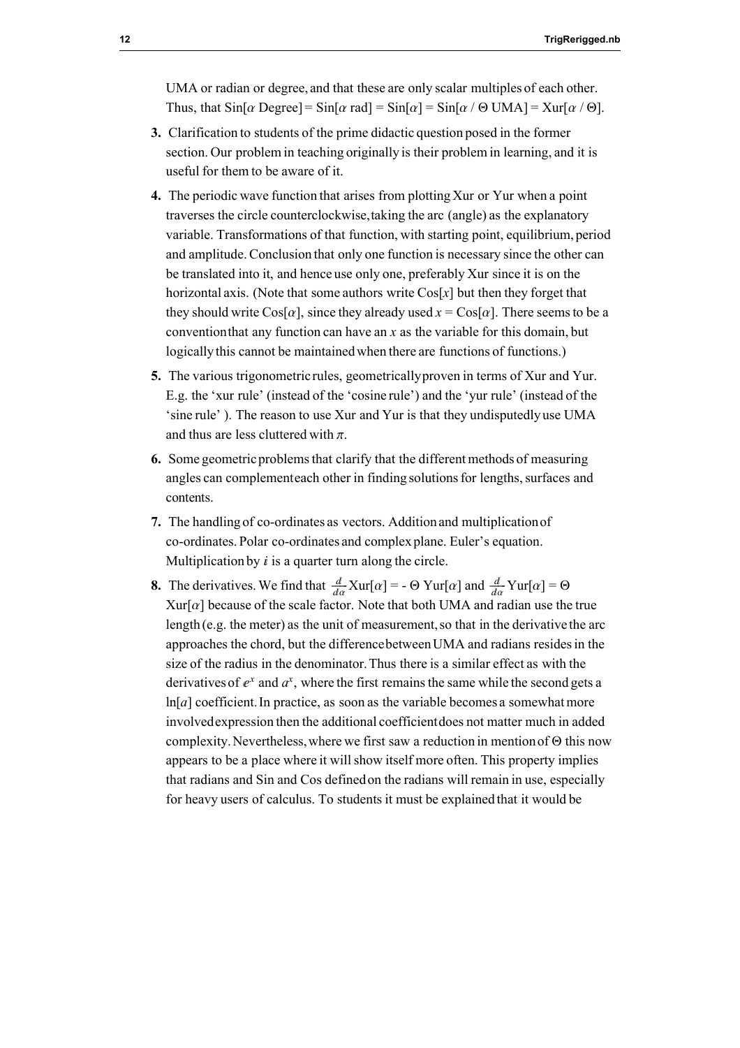UMA or radian or degree, and that these are only scalar multiples of each other. Thus, that Sin[$\alpha$ Degree] = Sin[$\alpha$ rad] = Sin[$\alpha$] = Sin[$\alpha$ / Θ UMA] = Xur[$\alpha$ / Θ].

3. Clarification to students of the prime didactic question posed in the former section. Our problem in teaching originally is their problem in learning, and it is useful for them to be aware of it.
4. The periodic wave function that arises from plotting Xur or Yur when a point traverses the circle counterclockwise, taking the arc (angle) as the explanatory variable. Transformations of that function, with starting point, equilibrium, period and amplitude. Conclusion that only one function is necessary since the other can be translated into it, and hence use only one, preferably Xur since it is on the horizontal axis. (Note that some authors write Cos[$x$] but then they forget that they should write Cos[$\alpha$], since they already used $x$ = Cos[$\alpha$]. There seems to be a convention that any function can have an $x$ as the variable for this domain, but logically this cannot be maintained when there are functions of functions.)
5. The various trigonometric rules, geometrically proven in terms of Xur and Yur. E.g. the 'xur rule' (instead of the 'cosine rule') and the 'yur rule' (instead of the 'sine rule' ). The reason to use Xur and Yur is that they undisputedly use UMA and thus are less cluttered with $\pi$.
6. Some geometric problems that clarify that the different methods of measuring angles can complement each other in finding solutions for lengths, surfaces and contents.
7. The handling of co-ordinates as vectors. Addition and multiplication of co-ordinates. Polar co-ordinates and complex plane. Euler's equation. Multiplication by $i$ is a quarter turn along the circle.
8. The derivatives. We find that $\frac{d}{d\alpha}$ Xur[$\alpha$] = - Θ Yur[$\alpha$] and $\frac{d}{d\alpha}$ Yur[$\alpha$] = Θ Xur[$\alpha$] because of the scale factor. Note that both UMA and radian use the true length (e.g. the meter) as the unit of measurement, so that in the derivative the arc approaches the chord, but the difference between UMA and radians resides in the size of the radius in the denominator. Thus there is a similar effect as with the derivatives of $e^x$ and $a^x$, where the first remains the same while the second gets a ln[$a$] coefficient. In practice, as soon as the variable becomes a somewhat more involved expression then the additional coefficient does not matter much in added complexity. Nevertheless, where we first saw a reduction in mention of Θ this now appears to be a place where it will show itself more often. This property implies that radians and Sin and Cos defined on the radians will remain in use, especially for heavy users of calculus. To students it must be explained that it would be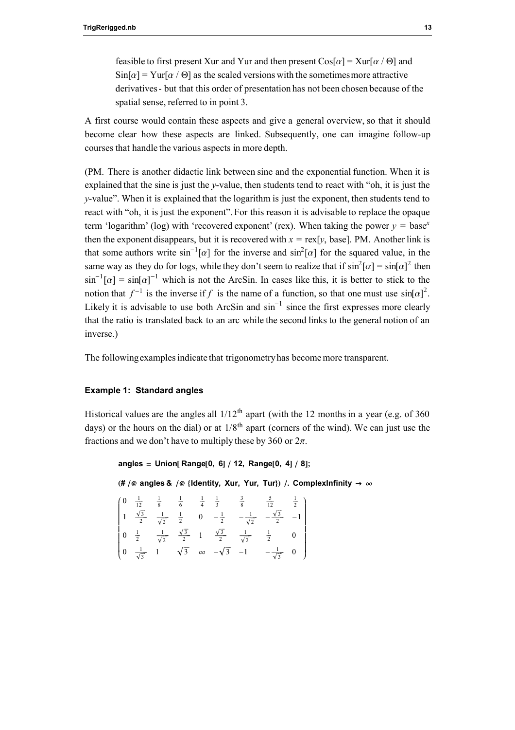feasible to first present Xur and Yur and then present Cos[$\alpha$] = Xur[$\alpha$ / $\Theta$] and Sin[$\alpha$] = Yur[$\alpha$ / $\Theta$] as the scaled versions with the sometimes more attractive derivatives - but that this order of presentation has not been chosen because of the spatial sense, referred to in point 3.

A first course would contain these aspects and give a general overview, so that it should become clear how these aspects are linked. Subsequently, one can imagine follow-up courses that handle the various aspects in more depth.

(PM. There is another didactic link between sine and the exponential function. When it is explained that the sine is just the *y*-value, then students tend to react with "oh, it is just the *y*-value". When it is explained that the logarithm is just the exponent, then students tend to react with "oh, it is just the exponent". For this reason it is advisable to replace the opaque term 'logarithm' (log) with 'recovered exponent' (rex). When taking the power $y = \text{base}^x$ then the exponent disappears, but it is recovered with $x$ = rex[$y$, base]. PM. Another link is that some authors write $\sin^{-1}[\alpha]$ for the inverse and $\sin^2[\alpha]$ for the squared value, in the same way as they do for logs, while they don't seem to realize that if $\sin^2[\alpha] = \sin[\alpha]^2$ then $\sin^{-1}[\alpha] = \sin[\alpha]^{-1}$ which is not the ArcSin. In cases like this, it is better to stick to the notion that $f^{-1}$ is the inverse if $f$ is the name of a function, so that one must use $\sin[\alpha]^2$. Likely it is advisable to use both ArcSin and $\sin^{-1}$ since the first expresses more clearly that the ratio is translated back to an arc while the second links to the general notion of an inverse.)

The following examples indicate that trigonometry has become more transparent.

#### Example 1: Standard angles

Historical values are the angles all $1/12^{\text{th}}$ apart (with the 12 months in a year (e.g. of 360 days) or the hours on the dial) or at $1/8^{\text{th}}$ apart (corners of the wind). We can just use the fractions and we don't have to multiply these by 360 or $2\pi$.

```
angles = Union[ Range[0, 6] / 12, Range[0, 4] / 8];

(# /@ angles & /@ {Identity, Xur, Yur, Tur}) /. ComplexInfinity → ∞
```

$$\begin{pmatrix} 0 & \frac{1}{12} & \frac{1}{8} & \frac{1}{6} & \frac{1}{4} & \frac{1}{3} & \frac{3}{8} & \frac{5}{12} & \frac{1}{2} \\ 1 & \frac{\sqrt{3}}{2} & \frac{1}{\sqrt{2}} & \frac{1}{2} & 0 & -\frac{1}{2} & -\frac{1}{\sqrt{2}} & -\frac{\sqrt{3}}{2} & -1 \\ 0 & \frac{1}{2} & \frac{1}{\sqrt{2}} & \frac{\sqrt{3}}{2} & 1 & \frac{\sqrt{3}}{2} & \frac{1}{\sqrt{2}} & \frac{1}{2} & 0 \\ 0 & \frac{1}{\sqrt{3}} & 1 & \sqrt{3} & \infty & -\sqrt{3} & -1 & -\frac{1}{\sqrt{3}} & 0 \end{pmatrix}$$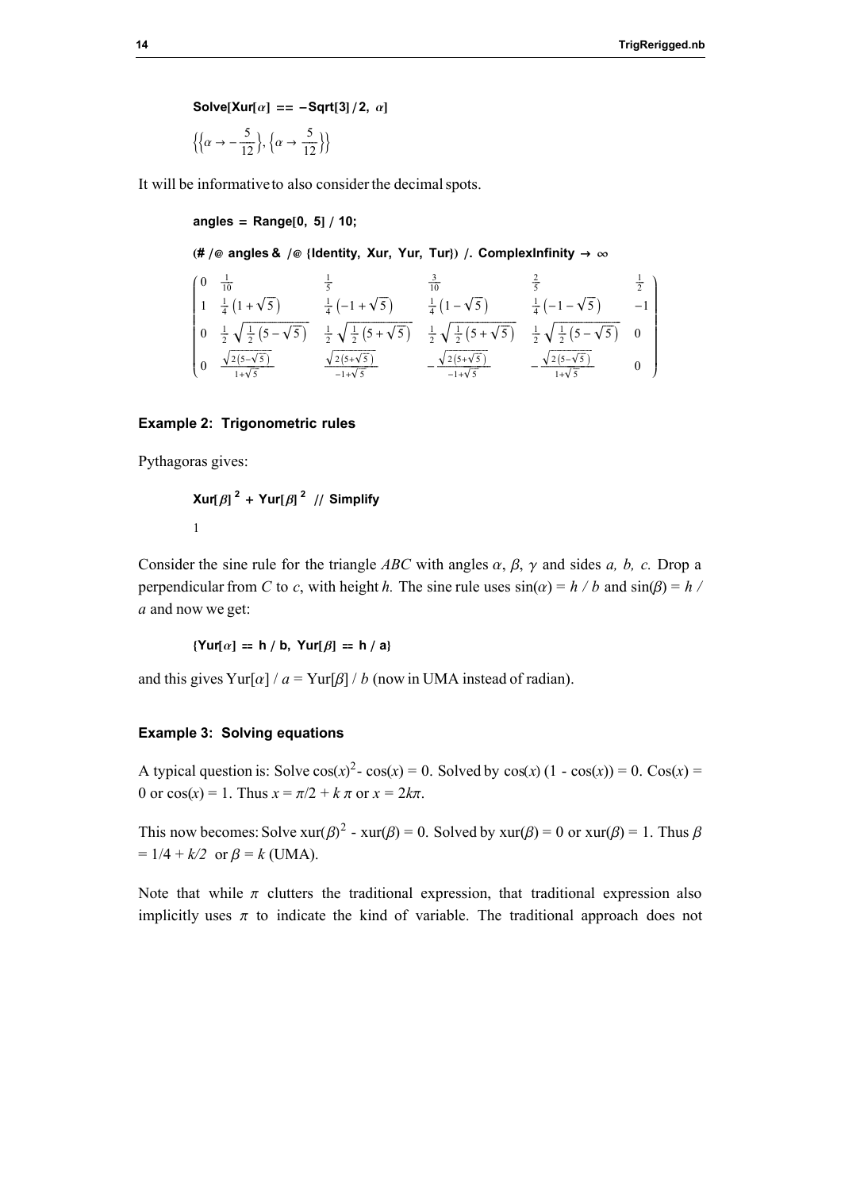```
Solve[Xur[α] == -Sqrt[3]/2, α]
```

$$\left\{\left\{\alpha \to -\frac{5}{12}\right\}, \left\{\alpha \to \frac{5}{12}\right\}\right\}$$

It will be informative to also consider the decimal spots.

```
angles = Range[0, 5] / 10;

(# /@ angles & /@ {Identity, Xur, Yur, Tur}) /. ComplexInfinity → ∞
```

$$\begin{pmatrix} 0 & \frac{1}{10} & \frac{1}{5} & \frac{3}{10} & \frac{2}{5} & \frac{1}{2} \\ 1 & \frac{1}{4}\left(1+\sqrt{5}\right) & \frac{1}{4}\left(-1+\sqrt{5}\right) & \frac{1}{4}\left(1-\sqrt{5}\right) & \frac{1}{4}\left(-1-\sqrt{5}\right) & -1 \\ 0 & \frac{1}{2}\sqrt{\frac{1}{2}\left(5-\sqrt{5}\right)} & \frac{1}{2}\sqrt{\frac{1}{2}\left(5+\sqrt{5}\right)} & \frac{1}{2}\sqrt{\frac{1}{2}\left(5+\sqrt{5}\right)} & \frac{1}{2}\sqrt{\frac{1}{2}\left(5-\sqrt{5}\right)} & 0 \\ 0 & \frac{\sqrt{2\left(5-\sqrt{5}\right)}}{1+\sqrt{5}} & \frac{\sqrt{2\left(5+\sqrt{5}\right)}}{-1+\sqrt{5}} & -\frac{\sqrt{2\left(5+\sqrt{5}\right)}}{-1+\sqrt{5}} & -\frac{\sqrt{2\left(5-\sqrt{5}\right)}}{1+\sqrt{5}} & 0 \end{pmatrix}$$

### Example 2: Trigonometric rules

Pythagoras gives:

```
Xur[β]^2 + Yur[β]^2 // Simplify
```

1

Consider the sine rule for the triangle *ABC* with angles $\alpha$, $\beta$, $\gamma$ and sides *a, b, c.* Drop a perpendicular from *C* to *c*, with height *h.* The sine rule uses $\sin(\alpha) = h / b$ and $\sin(\beta) = h / a$ and now we get:

```
{Yur[α] == h / b, Yur[β] == h / a}
```

and this gives Yur[$\alpha$] / $a$ = Yur[$\beta$] / $b$ (now in UMA instead of radian).

### Example 3: Solving equations

A typical question is: Solve $\cos(x)^2 - \cos(x) = 0$. Solved by $\cos(x)\,(1 - \cos(x)) = 0$. $\text{Cos}(x) = 0$ or $\cos(x) = 1$. Thus $x = \pi/2 + k\,\pi$ or $x = 2k\pi$.

This now becomes: Solve $\text{xur}(\beta)^2 - \text{xur}(\beta) = 0$. Solved by $\text{xur}(\beta) = 0$ or $\text{xur}(\beta) = 1$. Thus $\beta = 1/4 + k/2$ or $\beta = k$ (UMA).

Note that while $\pi$ clutters the traditional expression, that traditional expression also implicitly uses $\pi$ to indicate the kind of variable. The traditional approach does not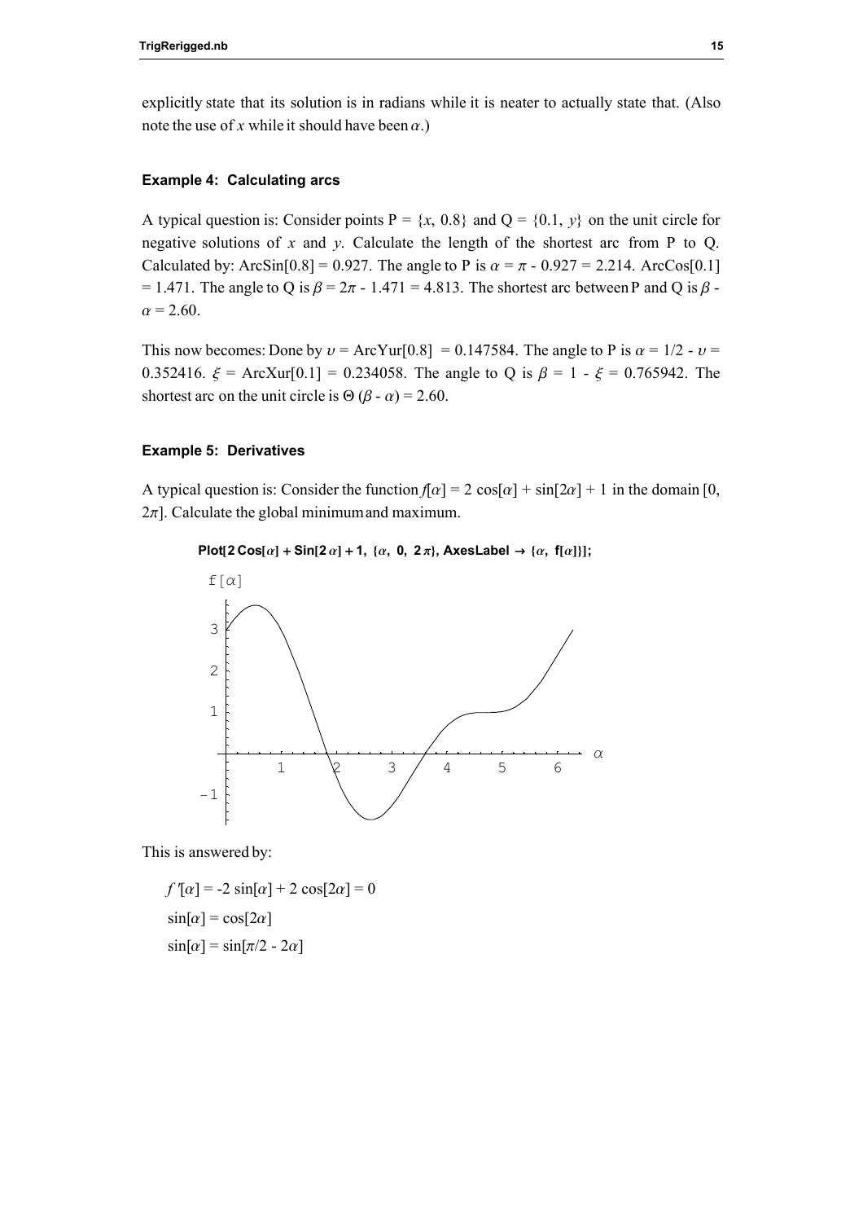explicitly state that its solution is in radians while it is neater to actually state that. (Also note the use of $x$ while it should have been $\alpha$.)

### Example 4: Calculating arcs

A typical question is: Consider points P = $\{x, 0.8\}$ and Q = $\{0.1, y\}$ on the unit circle for negative solutions of $x$ and $y$. Calculate the length of the shortest arc from P to Q. Calculated by: ArcSin[0.8] = 0.927. The angle to P is $\alpha = \pi$ - 0.927 = 2.214. ArcCos[0.1] = 1.471. The angle to Q is $\beta = 2\pi$ - 1.471 = 4.813. The shortest arc between P and Q is $\beta$ - $\alpha$ = 2.60.

This now becomes: Done by $\upsilon$ = ArcYur[0.8] = 0.147584. The angle to P is $\alpha$ = 1/2 - $\upsilon$ = 0.352416. $\xi$ = ArcXur[0.1] = 0.234058. The angle to Q is $\beta$ = 1 - $\xi$ = 0.765942. The shortest arc on the unit circle is $\Theta$ ($\beta$ - $\alpha$) = 2.60.

### Example 5: Derivatives

A typical question is: Consider the function $f[\alpha]$ = 2 cos[$\alpha$] + sin[2$\alpha$] + 1 in the domain [0, 2$\pi$]. Calculate the global minimum and maximum.

```
Plot[2 Cos[α] + Sin[2 α] + 1, {α, 0, 2 π}, AxesLabel → {α, f[α]}];
```

This is answered by:

$f'[\alpha]$ = -2 sin[$\alpha$] + 2 cos[2$\alpha$] = 0

sin[$\alpha$] = cos[2$\alpha$]

sin[$\alpha$] = sin[$\pi$/2 - 2$\alpha$]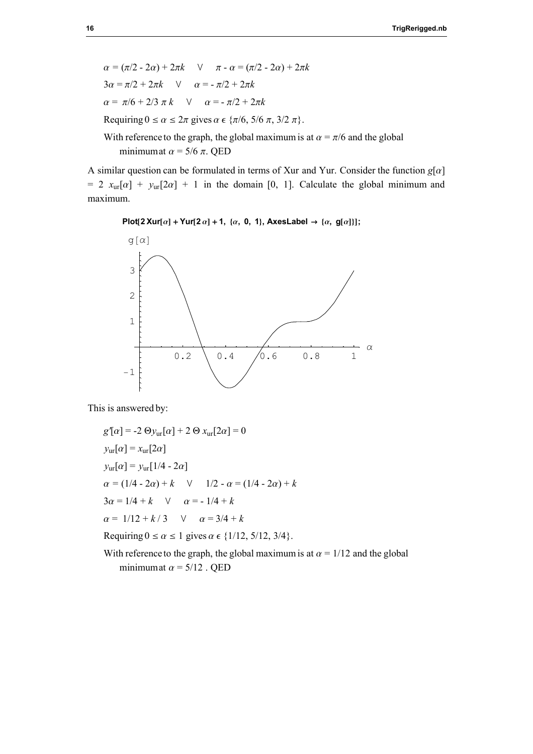$\alpha = (\pi/2 - 2\alpha) + 2\pi k \quad \vee \quad \pi - \alpha = (\pi/2 - 2\alpha) + 2\pi k$

$3\alpha = \pi/2 + 2\pi k \quad \vee \quad \alpha = -\pi/2 + 2\pi k$

$\alpha = \pi/6 + 2/3\, \pi\, k \quad \vee \quad \alpha = -\pi/2 + 2\pi k$

Requiring $0 \leq \alpha \leq 2\pi$ gives $\alpha \in \{\pi/6, 5/6\, \pi, 3/2\, \pi\}$.

With reference to the graph, the global maximum is at $\alpha = \pi/6$ and the global minimum at $\alpha = 5/6\, \pi$. QED

A similar question can be formulated in terms of Xur and Yur. Consider the function $g[\alpha] = 2\, x_{ur}[\alpha] + y_{ur}[2\alpha] + 1$ in the domain [0, 1]. Calculate the global minimum and maximum.

```
Plot[2 Xur[α] + Yur[2 α] + 1, {α, 0, 1}, AxesLabel → {α, g[α]}];
```

This is answered by:

$g'[\alpha] = -2\, \Theta y_{ur}[\alpha] + 2\, \Theta\, x_{ur}[2\alpha] = 0$

$y_{ur}[\alpha] = x_{ur}[2\alpha]$

$y_{ur}[\alpha] = y_{ur}[1/4 - 2\alpha]$

$\alpha = (1/4 - 2\alpha) + k \quad \vee \quad 1/2 - \alpha = (1/4 - 2\alpha) + k$

$3\alpha = 1/4 + k \quad \vee \quad \alpha = -1/4 + k$

$\alpha = 1/12 + k/3 \quad \vee \quad \alpha = 3/4 + k$

Requiring $0 \leq \alpha \leq 1$ gives $\alpha \in \{1/12, 5/12, 3/4\}$.

With reference to the graph, the global maximum is at $\alpha = 1/12$ and the global minimum at $\alpha = 5/12$ . QED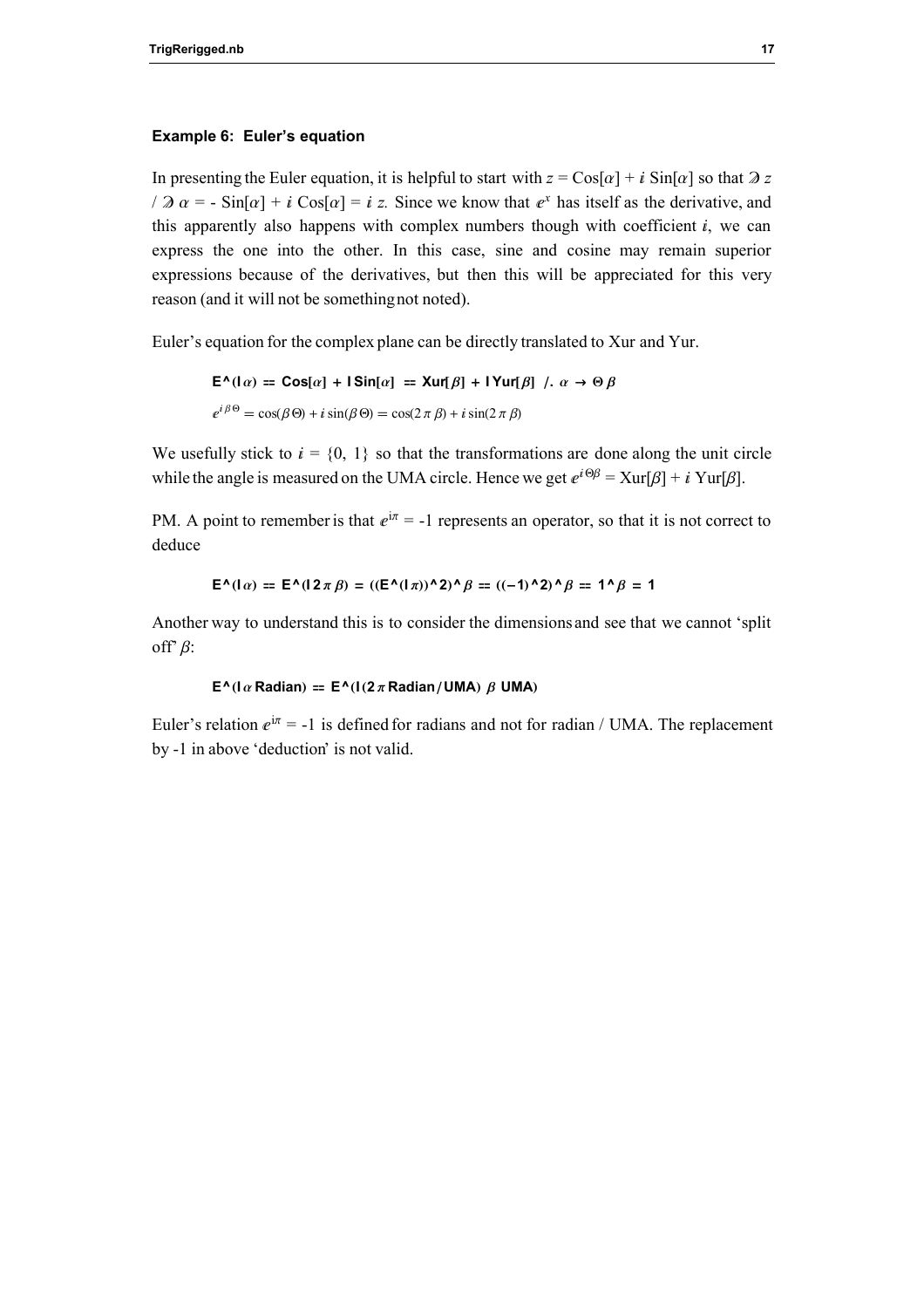#### Example 6: Euler's equation

In presenting the Euler equation, it is helpful to start with $z = \text{Cos}[\alpha] + i\ \text{Sin}[\alpha]$ so that $\mathcal{D}\, z\ /\ \mathcal{D}\, \alpha = -\ \text{Sin}[\alpha] + i\ \text{Cos}[\alpha] = i\ z$. Since we know that $e^x$ has itself as the derivative, and this apparently also happens with complex numbers though with coefficient $i$, we can express the one into the other. In this case, sine and cosine may remain superior expressions because of the derivatives, but then this will be appreciated for this very reason (and it will not be something not noted).

Euler's equation for the complex plane can be directly translated to Xur and Yur.

```
E^(I α) == Cos[α] + I Sin[α] == Xur[β] + I Yur[β] /. α → Θ β
```

$$e^{i\,\beta\,\Theta} = \cos(\beta\,\Theta) + i\sin(\beta\,\Theta) = \cos(2\,\pi\,\beta) + i\sin(2\,\pi\,\beta)$$

We usefully stick to $i = \{0, 1\}$ so that the transformations are done along the unit circle while the angle is measured on the UMA circle. Hence we get $e^{i\,\Theta\beta} = \text{Xur}[\beta] + i\ \text{Yur}[\beta]$.

PM. A point to remember is that $e^{i\pi} = -1$ represents an operator, so that it is not correct to deduce

```
E^(I α) == E^(I 2 π β) = ((E^(I π))^2)^β == ((−1)^2)^β == 1^β = 1
```

Another way to understand this is to consider the dimensions and see that we cannot 'split off' $\beta$:

```
E^(I α Radian) == E^(I (2 π Radian / UMA) β UMA)
```

Euler's relation $e^{i\pi} = -1$ is defined for radians and not for radian / UMA. The replacement by -1 in above 'deduction' is not valid.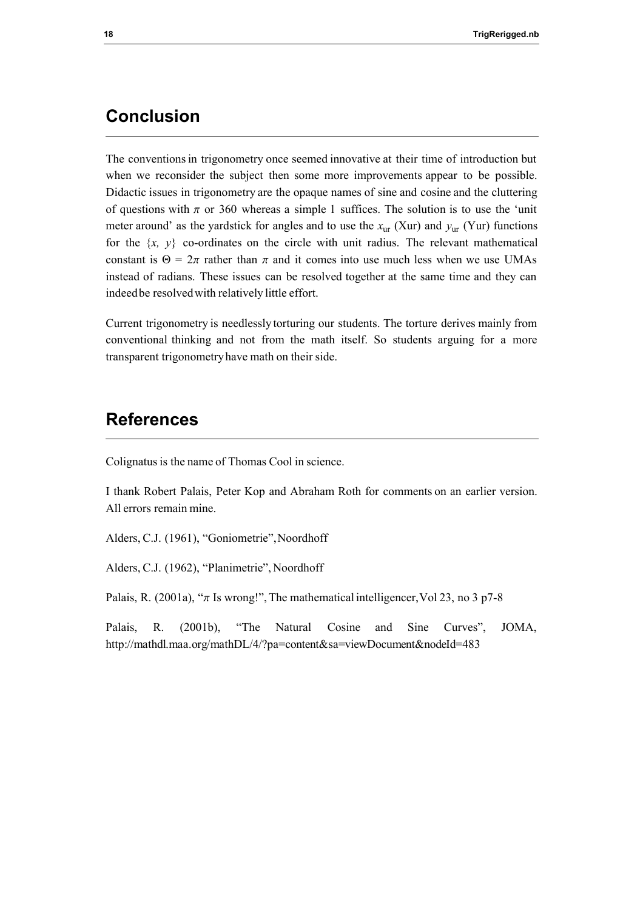## Conclusion

The conventions in trigonometry once seemed innovative at their time of introduction but when we reconsider the subject then some more improvements appear to be possible. Didactic issues in trigonometry are the opaque names of sine and cosine and the cluttering of questions with $\pi$ or 360 whereas a simple 1 suffices. The solution is to use the 'unit meter around' as the yardstick for angles and to use the $x_{ur}$ (Xur) and $y_{ur}$ (Yur) functions for the $\{x, y\}$ co-ordinates on the circle with unit radius. The relevant mathematical constant is $\Theta = 2\pi$ rather than $\pi$ and it comes into use much less when we use UMAs instead of radians. These issues can be resolved together at the same time and they can indeed be resolved with relatively little effort.

Current trigonometry is needlessly torturing our students. The torture derives mainly from conventional thinking and not from the math itself. So students arguing for a more transparent trigonometry have math on their side.

## References

Colignatus is the name of Thomas Cool in science.

I thank Robert Palais, Peter Kop and Abraham Roth for comments on an earlier version. All errors remain mine.

Alders, C.J. (1961), "Goniometrie", Noordhoff

Alders, C.J. (1962), "Planimetrie", Noordhoff

Palais, R. (2001a), "$\pi$ Is wrong!", The mathematical intelligencer, Vol 23, no 3 p7-8

Palais, R. (2001b), "The Natural Cosine and Sine Curves", JOMA, http://mathdl.maa.org/mathDL/4/?pa=content&sa=viewDocument&nodeId=483